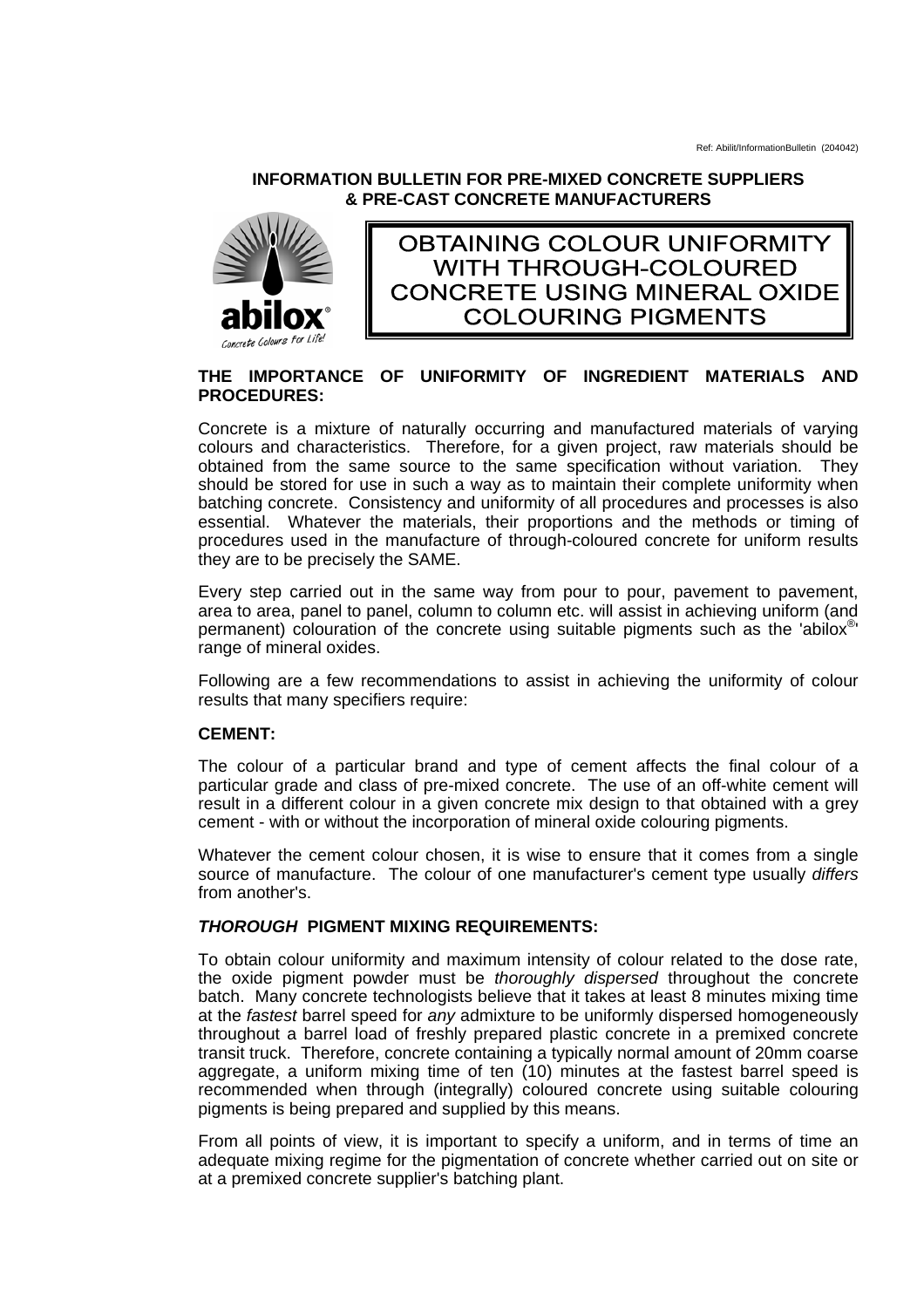Ref: Abilit/InformationBulletin (204042)

**INFORMATION BULLETIN FOR PRE-MIXED CONCRETE SUPPLIERS & PRE-CAST CONCRETE MANUFACTURERS**

abilox® Concrete Colours For Life!

# OBTAINING COLOUR UNIFORMITY WITH THROUGH-COLOURED CONCRETE USING MINERAL OXIDE COLOURING PIGMENTS

## THE IMPORTANCE OF UNIFORMITY OF INGREDIENT MATERIALS AND PROCEDURES:

Concrete is a mixture of naturally occurring and manufactured materials of varying colours and characteristics. Therefore, for a given project, raw materials should be obtained from the same source to the same specification without variation. They should be stored for use in such a way as to maintain their complete uniformity when batching concrete. Consistency and uniformity of all procedures and processes is also essential. Whatever the materials, their proportions and the methods or timing of procedures used in the manufacture of through-coloured concrete for uniform results they are to be precisely the SAME.

Every step carried out in the same way from pour to pour, pavement to pavement, area to area, panel to panel, column to column etc. will assist in achieving uniform (and permanent) colouration of the concrete using suitable pigments such as the 'abilox®' range of mineral oxides.

Following are a few recommendations to assist in achieving the uniformity of colour results that many specifiers require:

## CEMENT:

The colour of a particular brand and type of cement affects the final colour of a particular grade and class of pre-mixed concrete. The use of an off-white cement will result in a different colour in a given concrete mix design to that obtained with a grey cement - with or without the incorporation of mineral oxide colouring pigments.

Whatever the cement colour chosen, it is wise to ensure that it comes from a single source of manufacture. The colour of one manufacturer's cement type usually *differs* from another's.

## *THOROUGH* PIGMENT MIXING REQUIREMENTS:

To obtain colour uniformity and maximum intensity of colour related to the dose rate, the oxide pigment powder must be *thoroughly dispersed* throughout the concrete batch. Many concrete technologists believe that it takes at least 8 minutes mixing time at the *fastest* barrel speed for *any* admixture to be uniformly dispersed homogeneously throughout a barrel load of freshly prepared plastic concrete in a premixed concrete transit truck. Therefore, concrete containing a typically normal amount of 20mm coarse aggregate, a uniform mixing time of ten (10) minutes at the fastest barrel speed is recommended when through (integrally) coloured concrete using suitable colouring pigments is being prepared and supplied by this means.

From all points of view, it is important to specify a uniform, and in terms of time an adequate mixing regime for the pigmentation of concrete whether carried out on site or at a premixed concrete supplier's batching plant.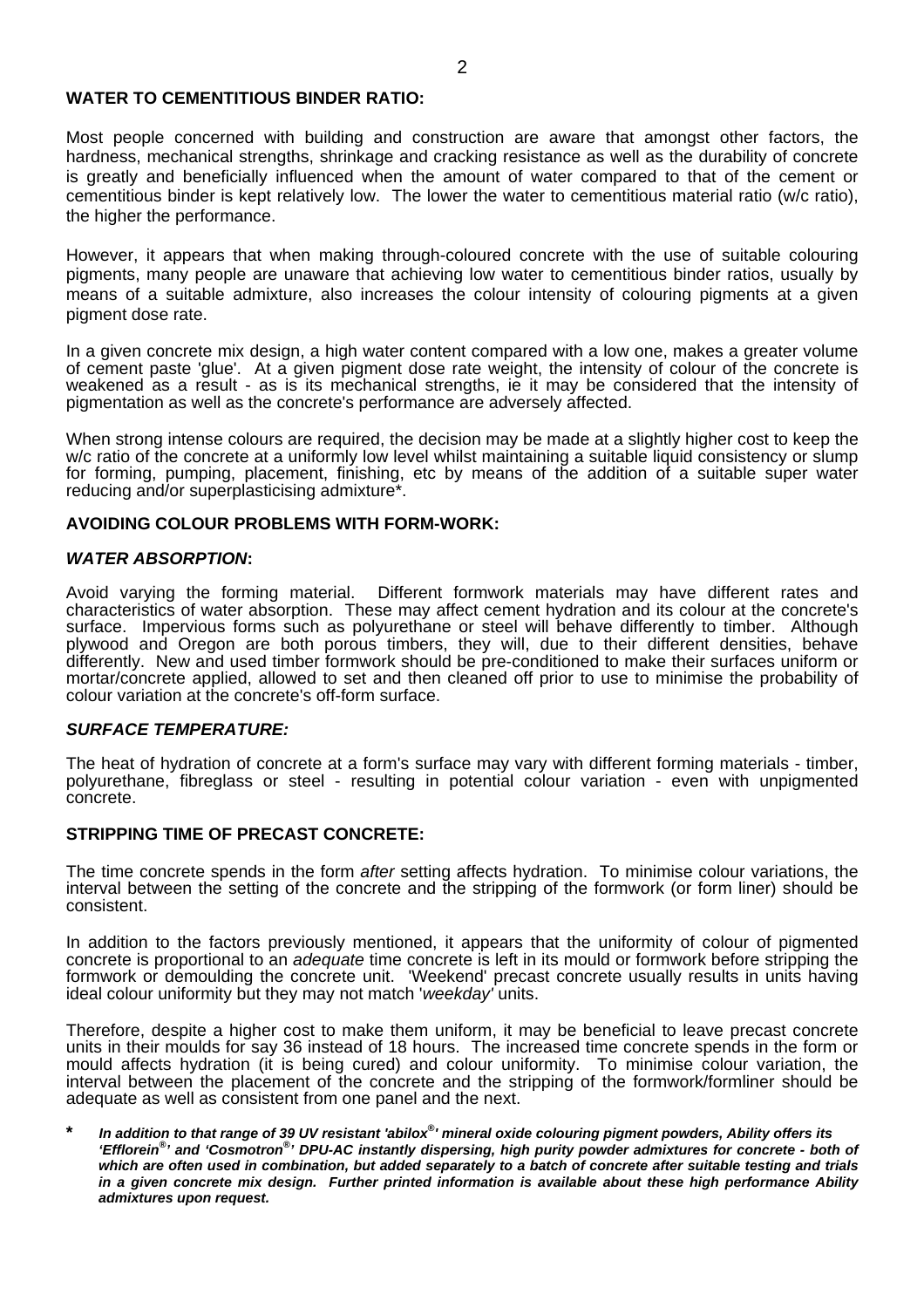## WATER TO CEMENTITIOUS BINDER RATIO:

Most people concerned with building and construction are aware that amongst other factors, the hardness, mechanical strengths, shrinkage and cracking resistance as well as the durability of concrete is greatly and beneficially influenced when the amount of water compared to that of the cement or cementitious binder is kept relatively low. The lower the water to cementitious material ratio (w/c ratio), the higher the performance.

However, it appears that when making through-coloured concrete with the use of suitable colouring pigments, many people are unaware that achieving low water to cementitious binder ratios, usually by means of a suitable admixture, also increases the colour intensity of colouring pigments at a given pigment dose rate.

In a given concrete mix design, a high water content compared with a low one, makes a greater volume of cement paste 'glue'. At a given pigment dose rate weight, the intensity of colour of the concrete is weakened as a result - as is its mechanical strengths, ie it may be considered that the intensity of pigmentation as well as the concrete's performance are adversely affected.

When strong intense colours are required, the decision may be made at a slightly higher cost to keep the w/c ratio of the concrete at a uniformly low level whilst maintaining a suitable liquid consistency or slump for forming, pumping, placement, finishing, etc by means of the addition of a suitable super water reducing and/or superplasticising admixture*.

## AVOIDING COLOUR PROBLEMS WITH FORM-WORK:

### *WATER ABSORPTION*:

Avoid varying the forming material. Different formwork materials may have different rates and characteristics of water absorption. These may affect cement hydration and its colour at the concrete's surface. Impervious forms such as polyurethane or steel will behave differently to timber. Although plywood and Oregon are both porous timbers, they will, due to their different densities, behave differently. New and used timber formwork should be pre-conditioned to make their surfaces uniform or mortar/concrete applied, allowed to set and then cleaned off prior to use to minimise the probability of colour variation at the concrete's off-form surface.

### *SURFACE TEMPERATURE:*

The heat of hydration of concrete at a form's surface may vary with different forming materials - timber, polyurethane, fibreglass or steel - resulting in potential colour variation - even with unpigmented concrete.

## STRIPPING TIME OF PRECAST CONCRETE:

The time concrete spends in the form *after* setting affects hydration. To minimise colour variations, the interval between the setting of the concrete and the stripping of the formwork (or form liner) should be consistent.

In addition to the factors previously mentioned, it appears that the uniformity of colour of pigmented concrete is proportional to an *adequate* time concrete is left in its mould or formwork before stripping the formwork or demoulding the concrete unit. 'Weekend' precast concrete usually results in units having ideal colour uniformity but they may not match '*weekday'* units.

Therefore, despite a higher cost to make them uniform, it may be beneficial to leave precast concrete units in their moulds for say 36 instead of 18 hours. The increased time concrete spends in the form or mould affects hydration (it is being cured) and colour uniformity. To minimise colour variation, the interval between the placement of the concrete and the stripping of the formwork/formliner should be adequate as well as consistent from one panel and the next.

\* ***In addition to that range of 39 UV resistant 'abilox®' mineral oxide colouring pigment powders, Ability offers its 'Efflorein®' and 'Cosmotron®' DPU-AC instantly dispersing, high purity powder admixtures for concrete - both of which are often used in combination, but added separately to a batch of concrete after suitable testing and trials in a given concrete mix design. Further printed information is available about these high performance Ability admixtures upon request.***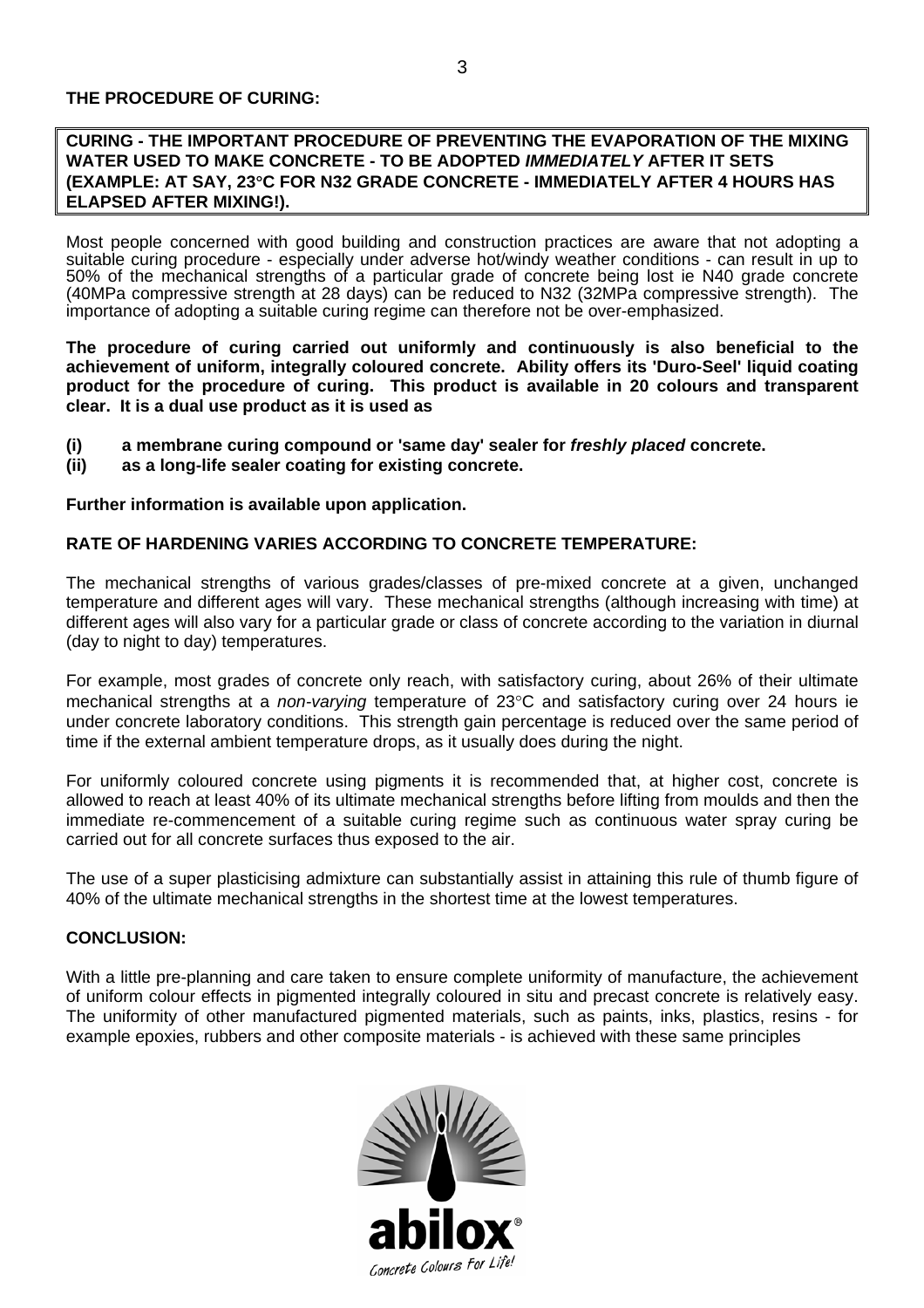**THE PROCEDURE OF CURING:**

**CURING - THE IMPORTANT PROCEDURE OF PREVENTING THE EVAPORATION OF THE MIXING WATER USED TO MAKE CONCRETE - TO BE ADOPTED *IMMEDIATELY* AFTER IT SETS (EXAMPLE: AT SAY, 23°C FOR N32 GRADE CONCRETE - IMMEDIATELY AFTER 4 HOURS HAS ELAPSED AFTER MIXING!).**

Most people concerned with good building and construction practices are aware that not adopting a suitable curing procedure - especially under adverse hot/windy weather conditions - can result in up to 50% of the mechanical strengths of a particular grade of concrete being lost ie N40 grade concrete (40MPa compressive strength at 28 days) can be reduced to N32 (32MPa compressive strength). The importance of adopting a suitable curing regime can therefore not be over-emphasized.

**The procedure of curing carried out uniformly and continuously is also beneficial to the achievement of uniform, integrally coloured concrete. Ability offers its 'Duro-Seel' liquid coating product for the procedure of curing. This product is available in 20 colours and transparent clear. It is a dual use product as it is used as**

**(i) a membrane curing compound or 'same day' sealer for *freshly placed* concrete.**
**(ii) as a long-life sealer coating for existing concrete.**

**Further information is available upon application.**

**RATE OF HARDENING VARIES ACCORDING TO CONCRETE TEMPERATURE:**

The mechanical strengths of various grades/classes of pre-mixed concrete at a given, unchanged temperature and different ages will vary. These mechanical strengths (although increasing with time) at different ages will also vary for a particular grade or class of concrete according to the variation in diurnal (day to night to day) temperatures.

For example, most grades of concrete only reach, with satisfactory curing, about 26% of their ultimate mechanical strengths at a *non-varying* temperature of 23°C and satisfactory curing over 24 hours ie under concrete laboratory conditions. This strength gain percentage is reduced over the same period of time if the external ambient temperature drops, as it usually does during the night.

For uniformly coloured concrete using pigments it is recommended that, at higher cost, concrete is allowed to reach at least 40% of its ultimate mechanical strengths before lifting from moulds and then the immediate re-commencement of a suitable curing regime such as continuous water spray curing be carried out for all concrete surfaces thus exposed to the air.

The use of a super plasticising admixture can substantially assist in attaining this rule of thumb figure of 40% of the ultimate mechanical strengths in the shortest time at the lowest temperatures.

**CONCLUSION:**

With a little pre-planning and care taken to ensure complete uniformity of manufacture, the achievement of uniform colour effects in pigmented integrally coloured in situ and precast concrete is relatively easy. The uniformity of other manufactured pigmented materials, such as paints, inks, plastics, resins - for example epoxies, rubbers and other composite materials - is achieved with these same principles

abilox®
Concrete Colours For Life!